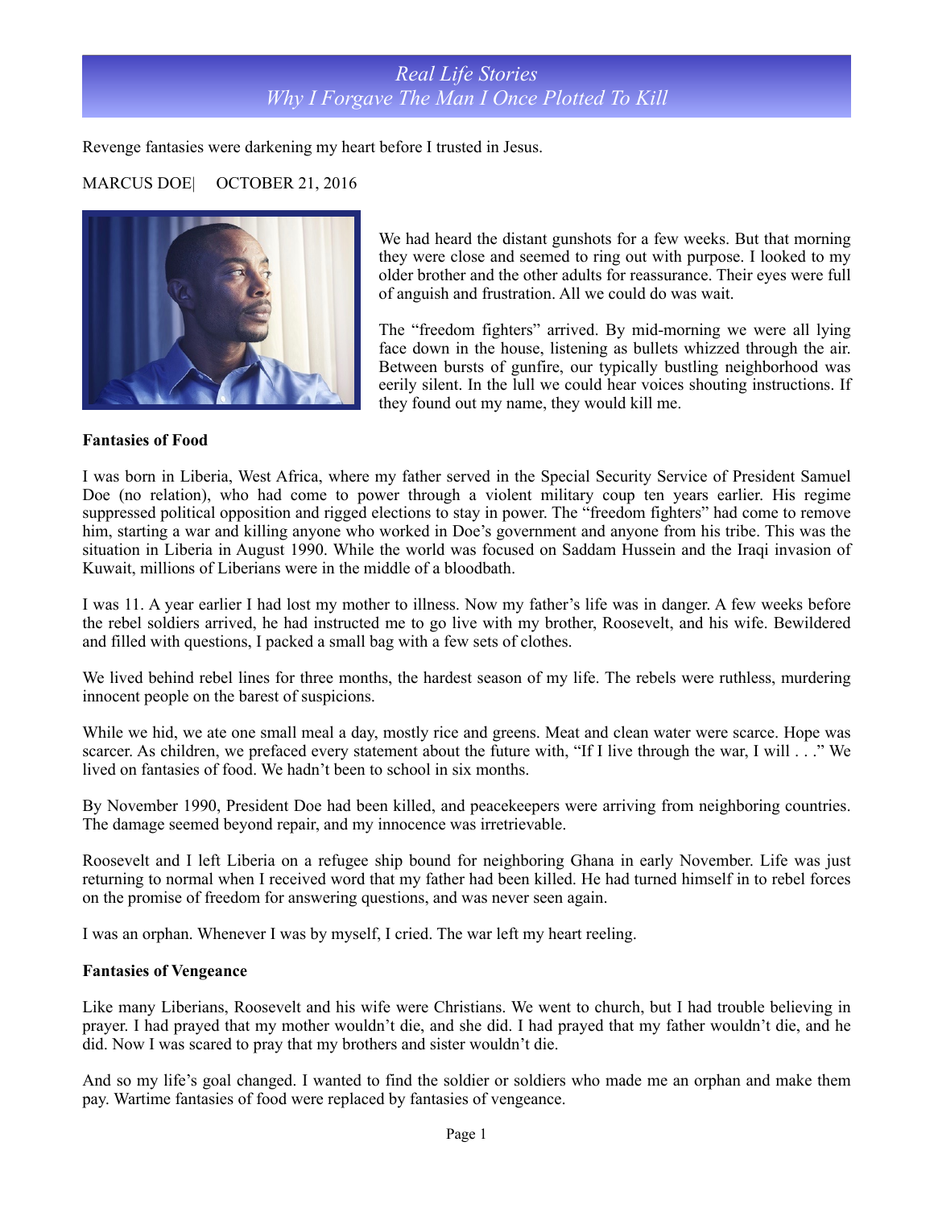# Real Life Stories
## Why I Forgave The Man I Once Plotted To Kill

Revenge fantasies were darkening my heart before I trusted in Jesus.

MARCUS DOE| OCTOBER 21, 2016

We had heard the distant gunshots for a few weeks. But that morning they were close and seemed to ring out with purpose. I looked to my older brother and the other adults for reassurance. Their eyes were full of anguish and frustration. All we could do was wait.

The "freedom fighters" arrived. By mid-morning we were all lying face down in the house, listening as bullets whizzed through the air. Between bursts of gunfire, our typically bustling neighborhood was eerily silent. In the lull we could hear voices shouting instructions. If they found out my name, they would kill me.

**Fantasies of Food**

I was born in Liberia, West Africa, where my father served in the Special Security Service of President Samuel Doe (no relation), who had come to power through a violent military coup ten years earlier. His regime suppressed political opposition and rigged elections to stay in power. The "freedom fighters" had come to remove him, starting a war and killing anyone who worked in Doe's government and anyone from his tribe. This was the situation in Liberia in August 1990. While the world was focused on Saddam Hussein and the Iraqi invasion of Kuwait, millions of Liberians were in the middle of a bloodbath.

I was 11. A year earlier I had lost my mother to illness. Now my father's life was in danger. A few weeks before the rebel soldiers arrived, he had instructed me to go live with my brother, Roosevelt, and his wife. Bewildered and filled with questions, I packed a small bag with a few sets of clothes.

We lived behind rebel lines for three months, the hardest season of my life. The rebels were ruthless, murdering innocent people on the barest of suspicions.

While we hid, we ate one small meal a day, mostly rice and greens. Meat and clean water were scarce. Hope was scarcer. As children, we prefaced every statement about the future with, "If I live through the war, I will . . ." We lived on fantasies of food. We hadn't been to school in six months.

By November 1990, President Doe had been killed, and peacekeepers were arriving from neighboring countries. The damage seemed beyond repair, and my innocence was irretrievable.

Roosevelt and I left Liberia on a refugee ship bound for neighboring Ghana in early November. Life was just returning to normal when I received word that my father had been killed. He had turned himself in to rebel forces on the promise of freedom for answering questions, and was never seen again.

I was an orphan. Whenever I was by myself, I cried. The war left my heart reeling.

**Fantasies of Vengeance**

Like many Liberians, Roosevelt and his wife were Christians. We went to church, but I had trouble believing in prayer. I had prayed that my mother wouldn't die, and she did. I had prayed that my father wouldn't die, and he did. Now I was scared to pray that my brothers and sister wouldn't die.

And so my life's goal changed. I wanted to find the soldier or soldiers who made me an orphan and make them pay. Wartime fantasies of food were replaced by fantasies of vengeance.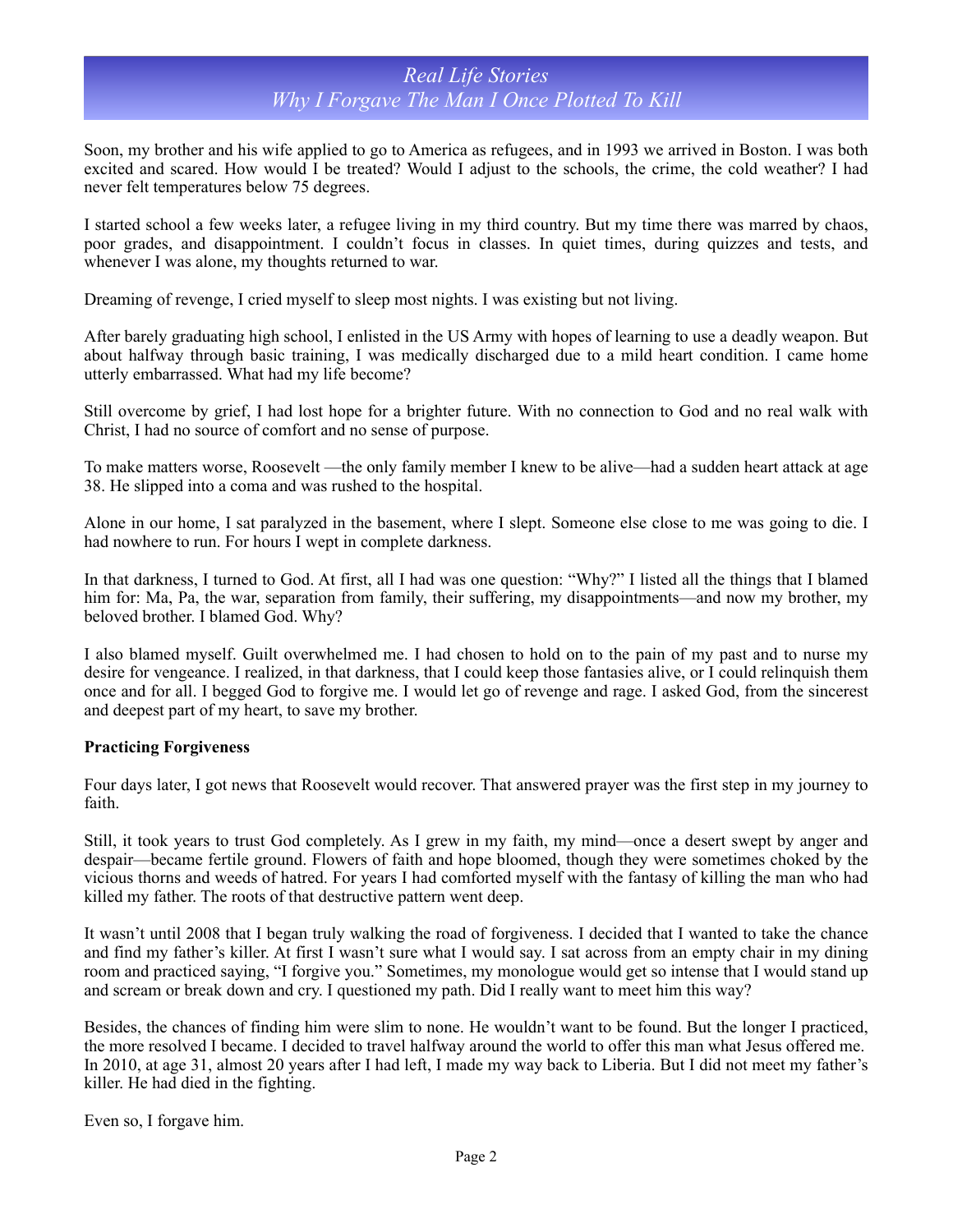Soon, my brother and his wife applied to go to America as refugees, and in 1993 we arrived in Boston. I was both excited and scared. How would I be treated? Would I adjust to the schools, the crime, the cold weather? I had never felt temperatures below 75 degrees.

I started school a few weeks later, a refugee living in my third country. But my time there was marred by chaos, poor grades, and disappointment. I couldn't focus in classes. In quiet times, during quizzes and tests, and whenever I was alone, my thoughts returned to war.

Dreaming of revenge, I cried myself to sleep most nights. I was existing but not living.

After barely graduating high school, I enlisted in the US Army with hopes of learning to use a deadly weapon. But about halfway through basic training, I was medically discharged due to a mild heart condition. I came home utterly embarrassed. What had my life become?

Still overcome by grief, I had lost hope for a brighter future. With no connection to God and no real walk with Christ, I had no source of comfort and no sense of purpose.

To make matters worse, Roosevelt —the only family member I knew to be alive—had a sudden heart attack at age 38. He slipped into a coma and was rushed to the hospital.

Alone in our home, I sat paralyzed in the basement, where I slept. Someone else close to me was going to die. I had nowhere to run. For hours I wept in complete darkness.

In that darkness, I turned to God. At first, all I had was one question: "Why?" I listed all the things that I blamed him for: Ma, Pa, the war, separation from family, their suffering, my disappointments—and now my brother, my beloved brother. I blamed God. Why?

I also blamed myself. Guilt overwhelmed me. I had chosen to hold on to the pain of my past and to nurse my desire for vengeance. I realized, in that darkness, that I could keep those fantasies alive, or I could relinquish them once and for all. I begged God to forgive me. I would let go of revenge and rage. I asked God, from the sincerest and deepest part of my heart, to save my brother.

**Practicing Forgiveness**

Four days later, I got news that Roosevelt would recover. That answered prayer was the first step in my journey to faith.

Still, it took years to trust God completely. As I grew in my faith, my mind—once a desert swept by anger and despair—became fertile ground. Flowers of faith and hope bloomed, though they were sometimes choked by the vicious thorns and weeds of hatred. For years I had comforted myself with the fantasy of killing the man who had killed my father. The roots of that destructive pattern went deep.

It wasn't until 2008 that I began truly walking the road of forgiveness. I decided that I wanted to take the chance and find my father's killer. At first I wasn't sure what I would say. I sat across from an empty chair in my dining room and practiced saying, "I forgive you." Sometimes, my monologue would get so intense that I would stand up and scream or break down and cry. I questioned my path. Did I really want to meet him this way?

Besides, the chances of finding him were slim to none. He wouldn't want to be found. But the longer I practiced, the more resolved I became. I decided to travel halfway around the world to offer this man what Jesus offered me. In 2010, at age 31, almost 20 years after I had left, I made my way back to Liberia. But I did not meet my father's killer. He had died in the fighting.

Even so, I forgave him.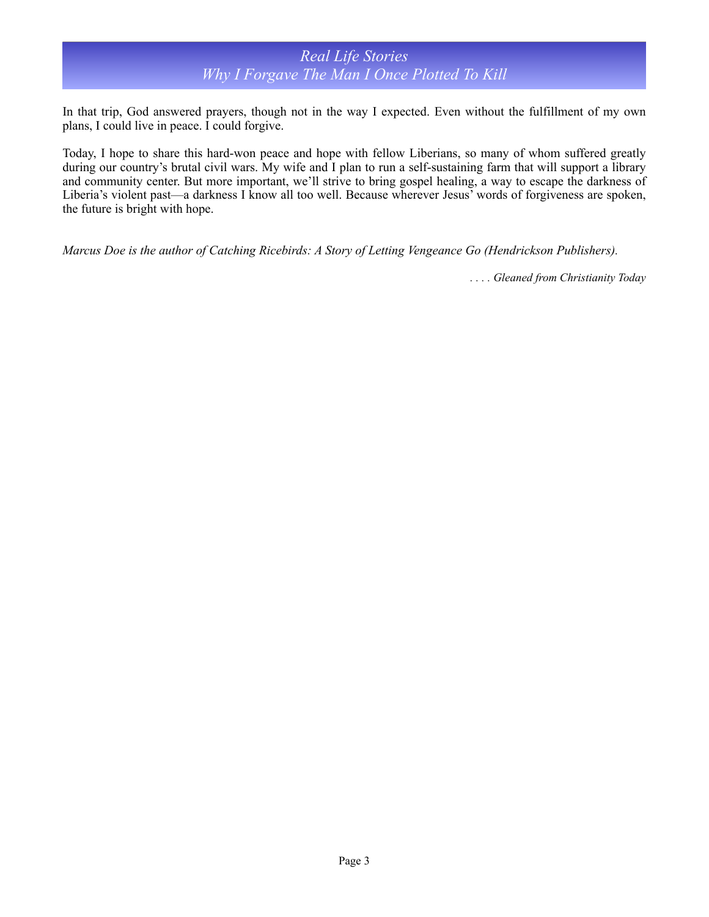In that trip, God answered prayers, though not in the way I expected. Even without the fulfillment of my own plans, I could live in peace. I could forgive.

Today, I hope to share this hard-won peace and hope with fellow Liberians, so many of whom suffered greatly during our country's brutal civil wars. My wife and I plan to run a self-sustaining farm that will support a library and community center. But more important, we'll strive to bring gospel healing, a way to escape the darkness of Liberia's violent past—a darkness I know all too well. Because wherever Jesus' words of forgiveness are spoken, the future is bright with hope.

*Marcus Doe is the author of Catching Ricebirds: A Story of Letting Vengeance Go (Hendrickson Publishers).*

*. . . . Gleaned from Christianity Today*